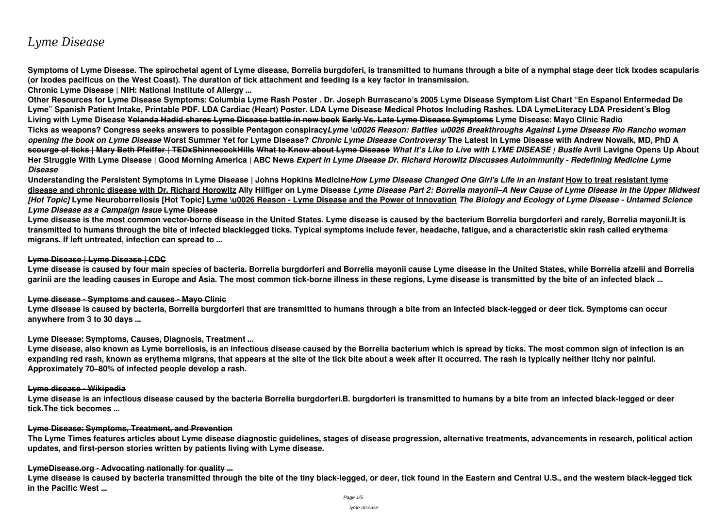# *Lyme Disease*

**Symptoms of Lyme Disease. The spirochetal agent of Lyme disease, Borrelia burgdoferi, is transmitted to humans through a bite of a nymphal stage deer tick Ixodes scapularis (or Ixodes pacificus on the West Coast). The duration of tick attachment and feeding is a key factor in transmission.**

**Chronic Lyme Disease | NIH: National Institute of Allergy ...**

**Other Resources for Lyme Disease Symptoms: Columbia Lyme Rash Poster . Dr. Joseph Burrascano's 2005 Lyme Disease Symptom List Chart "En Espanol Enfermedad De Lyme" Spanish Patient Intake, Printable PDF. LDA Cardiac (Heart) Poster. LDA Lyme Disease Medical Photos Including Rashes. LDA LymeLiteracy LDA President's Blog**

**Living with Lyme Disease** ~~**Yolanda Hadid shares Lyme Disease battle in new book**~~ **Early Vs. Late Lyme Disease Symptoms Lyme Disease: Mayo Clinic Radio**

**Ticks as weapons? Congress seeks answers to possible Pentagon conspiracy** ***Lyme \u0026 Reason: Battles \u0026 Breakthroughs Against Lyme Disease Rio Rancho woman opening the book on Lyme Disease*** ~~**Worst Summer Yet for Lyme Disease?**~~ ***Chronic Lyme Disease Controversy*** ~~**The Latest in Lyme Disease with Andrew Nowalk, MD, PhD**~~ ~~**A scourge of ticks | Mary Beth Pfeiffer | TEDxShinnecockHills**~~ ~~**What to Know about Lyme Disease**~~ ***What It's Like to Live with LYME DISEASE | Bustle*** **Avril Lavigne Opens Up About Her Struggle With Lyme Disease | Good Morning America | ABC News** ***Expert in Lyme Disease Dr. Richard Horowitz Discusses Autoimmunity - Redefining Medicine Lyme Disease***

**Understanding the Persistent Symptoms in Lyme Disease | Johns Hopkins Medicine** ***How Lyme Disease Changed One Girl's Life in an Instant*** **How to treat resistant lyme disease and chronic disease with Dr. Richard Horowitz** ~~**Ally Hilfiger on Lyme Disease**~~ ***Lyme Disease Part 2: Borrelia mayonii–A New Cause of Lyme Disease in the Upper Midwest [Hot Topic]*** **Lyme Neuroborreliosis [Hot Topic]** **Lyme \u0026 Reason - Lyme Disease and the Power of Innovation** ***The Biology and Ecology of Lyme Disease - Untamed Science Lyme Disease as a Campaign Issue*** ~~**Lyme Disease**~~

**Lyme disease is the most common vector-borne disease in the United States. Lyme disease is caused by the bacterium Borrelia burgdorferi and rarely, Borrelia mayonii.It is transmitted to humans through the bite of infected blacklegged ticks. Typical symptoms include fever, headache, fatigue, and a characteristic skin rash called erythema migrans. If left untreated, infection can spread to ...**

**Lyme Disease | Lyme Disease | CDC**

**Lyme disease is caused by four main species of bacteria. Borrelia burgdorferi and Borrelia mayonii cause Lyme disease in the United States, while Borrelia afzelii and Borrelia garinii are the leading causes in Europe and Asia. The most common tick-borne illness in these regions, Lyme disease is transmitted by the bite of an infected black ...**

**Lyme disease - Symptoms and causes - Mayo Clinic**

**Lyme disease is caused by bacteria, Borrelia burgdorferi that are transmitted to humans through a bite from an infected black-legged or deer tick. Symptoms can occur anywhere from 3 to 30 days ...**

**Lyme Disease: Symptoms, Causes, Diagnosis, Treatment ...**

**Lyme disease, also known as Lyme borreliosis, is an infectious disease caused by the Borrelia bacterium which is spread by ticks. The most common sign of infection is an expanding red rash, known as erythema migrans, that appears at the site of the tick bite about a week after it occurred. The rash is typically neither itchy nor painful. Approximately 70–80% of infected people develop a rash.**

**Lyme disease - Wikipedia**

**Lyme disease is an infectious disease caused by the bacteria Borrelia burgdorferi.B. burgdorferi is transmitted to humans by a bite from an infected black-legged or deer tick.The tick becomes ...**

**Lyme Disease: Symptoms, Treatment, and Prevention**

**The Lyme Times features articles about Lyme disease diagnostic guidelines, stages of disease progression, alternative treatments, advancements in research, political action updates, and first-person stories written by patients living with Lyme disease.**

**LymeDisease.org - Advocating nationally for quality ...**

**Lyme disease is caused by bacteria transmitted through the bite of the tiny black-legged, or deer, tick found in the Eastern and Central U.S., and the western black-legged tick in the Pacific West ...**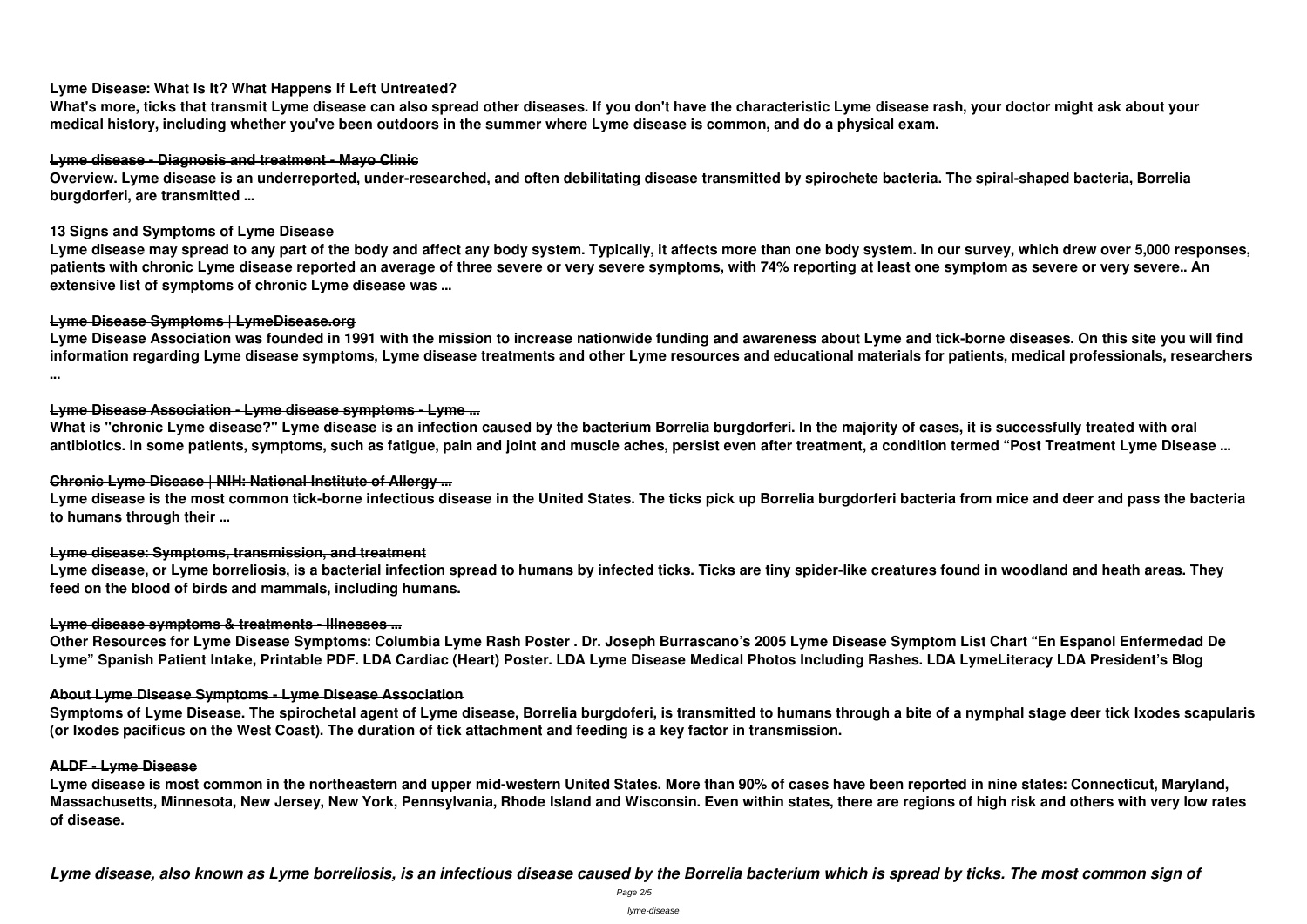### Lyme Disease: What Is It? What Happens If Left Untreated?

**What's more, ticks that transmit Lyme disease can also spread other diseases. If you don't have the characteristic Lyme disease rash, your doctor might ask about your medical history, including whether you've been outdoors in the summer where Lyme disease is common, and do a physical exam.**

### Lyme disease - Diagnosis and treatment - Mayo Clinic

**Overview. Lyme disease is an underreported, under-researched, and often debilitating disease transmitted by spirochete bacteria. The spiral-shaped bacteria, Borrelia burgdorferi, are transmitted ...**

### 13 Signs and Symptoms of Lyme Disease

**Lyme disease may spread to any part of the body and affect any body system. Typically, it affects more than one body system. In our survey, which drew over 5,000 responses, patients with chronic Lyme disease reported an average of three severe or very severe symptoms, with 74% reporting at least one symptom as severe or very severe.. An extensive list of symptoms of chronic Lyme disease was ...**

### Lyme Disease Symptoms | LymeDisease.org

**Lyme Disease Association was founded in 1991 with the mission to increase nationwide funding and awareness about Lyme and tick-borne diseases. On this site you will find information regarding Lyme disease symptoms, Lyme disease treatments and other Lyme resources and educational materials for patients, medical professionals, researchers ...**

### Lyme Disease Association - Lyme disease symptoms - Lyme ...

**What is "chronic Lyme disease?" Lyme disease is an infection caused by the bacterium Borrelia burgdorferi. In the majority of cases, it is successfully treated with oral antibiotics. In some patients, symptoms, such as fatigue, pain and joint and muscle aches, persist even after treatment, a condition termed "Post Treatment Lyme Disease ...**

### Chronic Lyme Disease | NIH: National Institute of Allergy ...

**Lyme disease is the most common tick-borne infectious disease in the United States. The ticks pick up Borrelia burgdorferi bacteria from mice and deer and pass the bacteria to humans through their ...**

### Lyme disease: Symptoms, transmission, and treatment

**Lyme disease, or Lyme borreliosis, is a bacterial infection spread to humans by infected ticks. Ticks are tiny spider-like creatures found in woodland and heath areas. They feed on the blood of birds and mammals, including humans.**

### Lyme disease symptoms & treatments - Illnesses ...

**Other Resources for Lyme Disease Symptoms: Columbia Lyme Rash Poster . Dr. Joseph Burrascano's 2005 Lyme Disease Symptom List Chart "En Espanol Enfermedad De Lyme" Spanish Patient Intake, Printable PDF. LDA Cardiac (Heart) Poster. LDA Lyme Disease Medical Photos Including Rashes. LDA LymeLiteracy LDA President's Blog**

### About Lyme Disease Symptoms - Lyme Disease Association

**Symptoms of Lyme Disease. The spirochetal agent of Lyme disease, Borrelia burgdoferi, is transmitted to humans through a bite of a nymphal stage deer tick Ixodes scapularis (or Ixodes pacificus on the West Coast). The duration of tick attachment and feeding is a key factor in transmission.**

### ALDF - Lyme Disease

**Lyme disease is most common in the northeastern and upper mid-western United States. More than 90% of cases have been reported in nine states: Connecticut, Maryland, Massachusetts, Minnesota, New Jersey, New York, Pennsylvania, Rhode Island and Wisconsin. Even within states, there are regions of high risk and others with very low rates of disease.**

***Lyme disease, also known as Lyme borreliosis, is an infectious disease caused by the Borrelia bacterium which is spread by ticks. The most common sign of***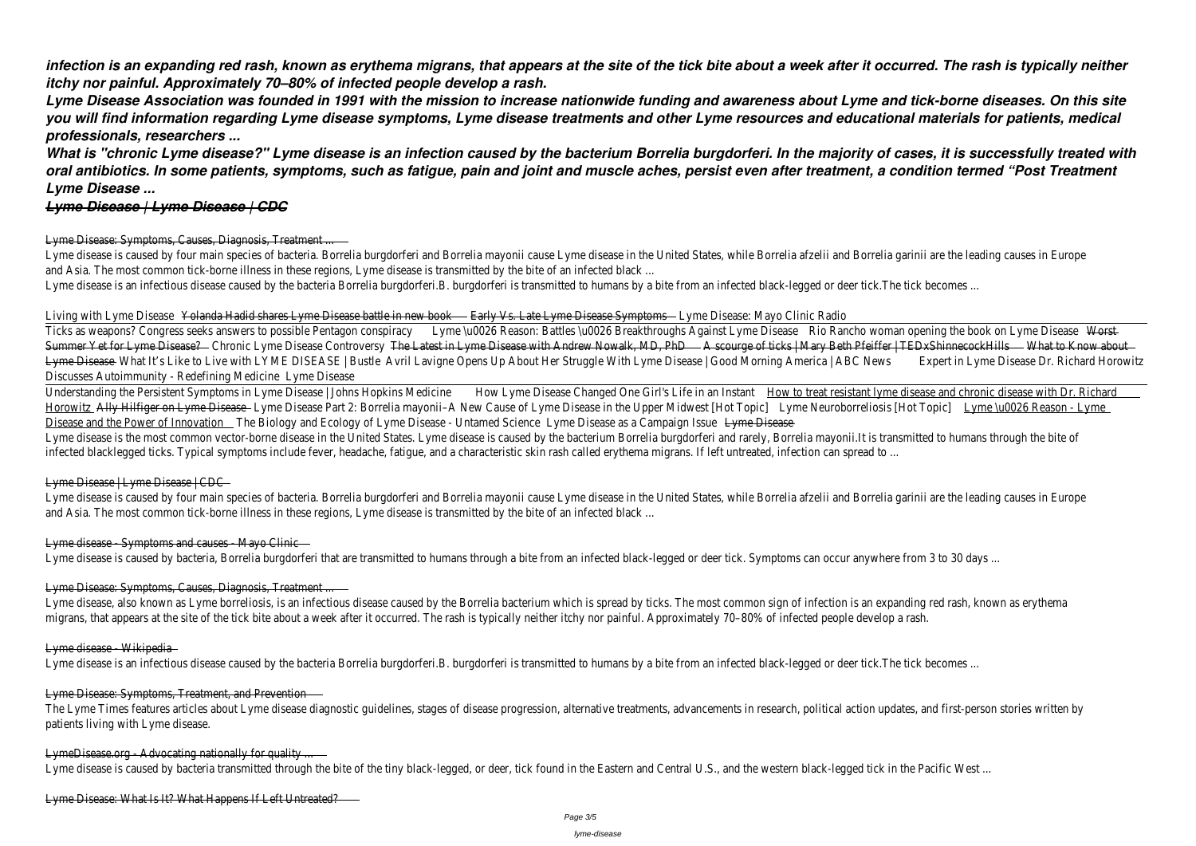***infection is an expanding red rash, known as erythema migrans, that appears at the site of the tick bite about a week after it occurred. The rash is typically neither itchy nor painful. Approximately 70–80% of infected people develop a rash.***

***Lyme Disease Association was founded in 1991 with the mission to increase nationwide funding and awareness about Lyme and tick-borne diseases. On this site you will find information regarding Lyme disease symptoms, Lyme disease treatments and other Lyme resources and educational materials for patients, medical professionals, researchers ...***

***What is "chronic Lyme disease?" Lyme disease is an infection caused by the bacterium Borrelia burgdorferi. In the majority of cases, it is successfully treated with oral antibiotics. In some patients, symptoms, such as fatigue, pain and joint and muscle aches, persist even after treatment, a condition termed "Post Treatment Lyme Disease ...***

***Lyme Disease | Lyme Disease | CDC***

Lyme Disease: Symptoms, Causes, Diagnosis, Treatment ...

Lyme disease is caused by four main species of bacteria. Borrelia burgdorferi and Borrelia mayonii cause Lyme disease in the United States, while Borrelia afzelii and Borrelia garinii are the leading causes in Europe and Asia. The most common tick-borne illness in these regions, Lyme disease is transmitted by the bite of an infected black ...

Lyme disease is an infectious disease caused by the bacteria Borrelia burgdorferi.B. burgdorferi is transmitted to humans by a bite from an infected black-legged or deer tick.The tick becomes ...

Living with Lyme Disease Yolanda Hadid shares Lyme Disease battle in new book Early Vs. Late Lyme Disease Symptoms Lyme Disease: Mayo Clinic Radio

Ticks as weapons? Congress seeks answers to possible Pentagon conspiracy Lyme \u0026 Reason: Battles \u0026 Breakthroughs Against Lyme Disease Rio Rancho woman opening the book on Lyme Disease Worst Summer Yet for Lyme Disease? Chronic Lyme Disease Controversy The Latest in Lyme Disease with Andrew Nowalk, MD, PhD A scourge of ticks | Mary Beth Pfeiffer | TEDxShinnecockHills What to Know about Lyme Disease What It's Like to Live with LYME DISEASE | Bustle Avril Lavigne Opens Up About Her Struggle With Lyme Disease | Good Morning America | ABC News Expert in Lyme Disease Dr. Richard Horowitz Discusses Autoimmunity - Redefining Medicine Lyme Disease

Understanding the Persistent Symptoms in Lyme Disease | Johns Hopkins Medicine How Lyme Disease Changed One Girl's Life in an Instant How to treat resistant lyme disease and chronic disease with Dr. Richard Horowitz Ally Hilfiger on Lyme Disease Lyme Disease Part 2: Borrelia mayonii–A New Cause of Lyme Disease in the Upper Midwest [Hot Topic] Lyme Neuroborreliosis [Hot Topic] Lyme \u0026 Reason - Lyme Disease and the Power of Innovation The Biology and Ecology of Lyme Disease - Untamed Science Lyme Disease as a Campaign Issue Lyme Disease

Lyme disease is the most common vector-borne disease in the United States. Lyme disease is caused by the bacterium Borrelia burgdorferi and rarely, Borrelia mayonii.It is transmitted to humans through the bite of infected blacklegged ticks. Typical symptoms include fever, headache, fatigue, and a characteristic skin rash called erythema migrans. If left untreated, infection can spread to ...

Lyme Disease | Lyme Disease | CDC

Lyme disease is caused by four main species of bacteria. Borrelia burgdorferi and Borrelia mayonii cause Lyme disease in the United States, while Borrelia afzelii and Borrelia garinii are the leading causes in Europe and Asia. The most common tick-borne illness in these regions, Lyme disease is transmitted by the bite of an infected black ...

Lyme disease - Symptoms and causes - Mayo Clinic

Lyme disease is caused by bacteria, Borrelia burgdorferi that are transmitted to humans through a bite from an infected black-legged or deer tick. Symptoms can occur anywhere from 3 to 30 days ...

Lyme Disease: Symptoms, Causes, Diagnosis, Treatment ...

Lyme disease, also known as Lyme borreliosis, is an infectious disease caused by the Borrelia bacterium which is spread by ticks. The most common sign of infection is an expanding red rash, known as erythema migrans, that appears at the site of the tick bite about a week after it occurred. The rash is typically neither itchy nor painful. Approximately 70–80% of infected people develop a rash.

Lyme disease - Wikipedia

Lyme disease is an infectious disease caused by the bacteria Borrelia burgdorferi.B. burgdorferi is transmitted to humans by a bite from an infected black-legged or deer tick.The tick becomes ...

Lyme Disease: Symptoms, Treatment, and Prevention

The Lyme Times features articles about Lyme disease diagnostic guidelines, stages of disease progression, alternative treatments, advancements in research, political action updates, and first-person stories written by patients living with Lyme disease.

LymeDisease.org - Advocating nationally for quality ...

Lyme disease is caused by bacteria transmitted through the bite of the tiny black-legged, or deer, tick found in the Eastern and Central U.S., and the western black-legged tick in the Pacific West ...

Lyme Disease: What Is It? What Happens If Left Untreated?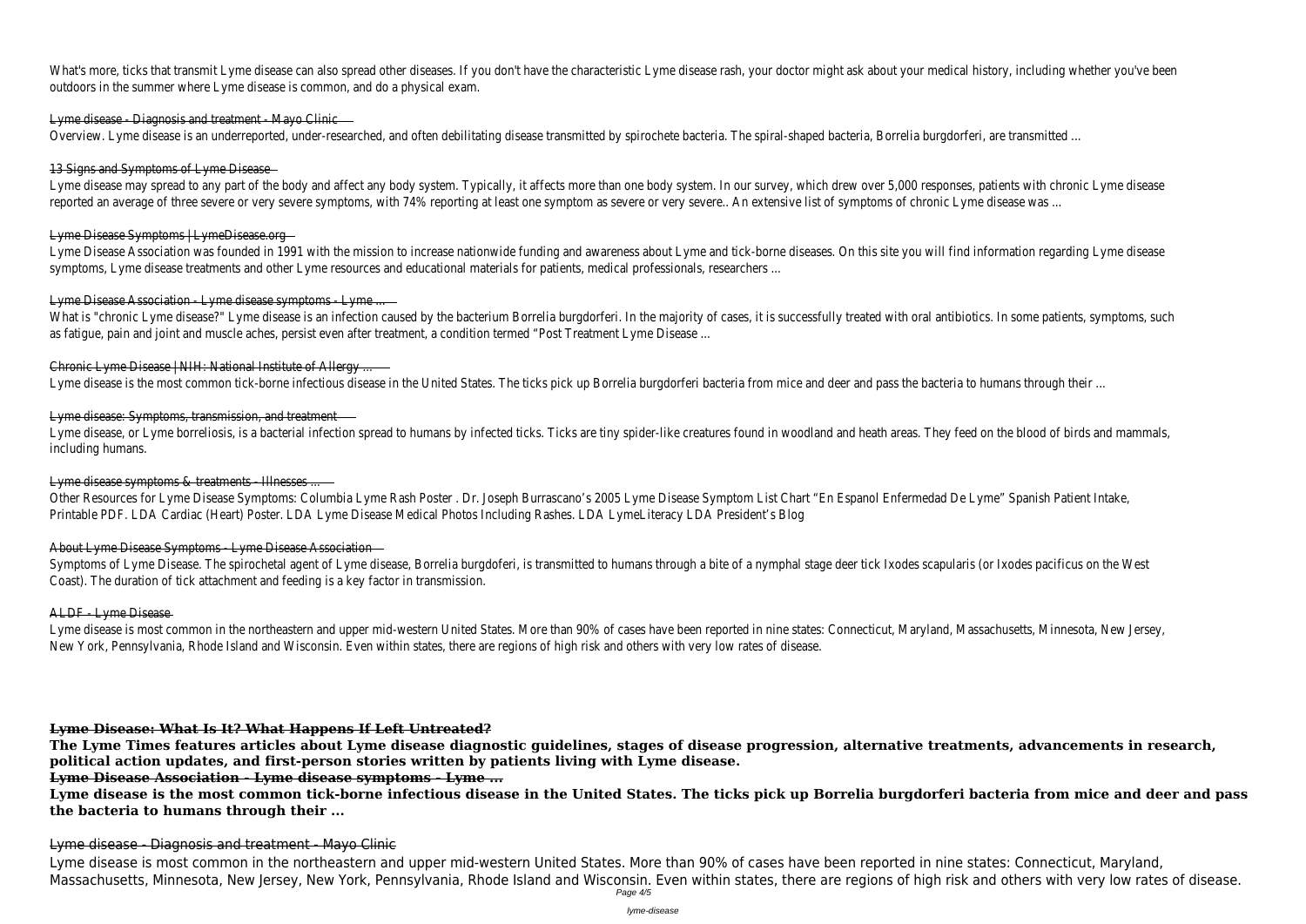What's more, ticks that transmit Lyme disease can also spread other diseases. If you don't have the characteristic Lyme disease rash, your doctor might ask about your medical history, including whether you've been outdoors in the summer where Lyme disease is common, and do a physical exam.

Lyme disease - Diagnosis and treatment - Mayo Clinic

Overview. Lyme disease is an underreported, under-researched, and often debilitating disease transmitted by spirochete bacteria. The spiral-shaped bacteria, Borrelia burgdorferi, are transmitted ...

13 Signs and Symptoms of Lyme Disease

Lyme disease may spread to any part of the body and affect any body system. Typically, it affects more than one body system. In our survey, which drew over 5,000 responses, patients with chronic Lyme disease reported an average of three severe or very severe symptoms, with 74% reporting at least one symptom as severe or very severe.. An extensive list of symptoms of chronic Lyme disease was ...

Lyme Disease Symptoms | LymeDisease.org

Lyme Disease Association was founded in 1991 with the mission to increase nationwide funding and awareness about Lyme and tick-borne diseases. On this site you will find information regarding Lyme disease symptoms, Lyme disease treatments and other Lyme resources and educational materials for patients, medical professionals, researchers ...

Lyme Disease Association - Lyme disease symptoms - Lyme ...

What is "chronic Lyme disease?" Lyme disease is an infection caused by the bacterium Borrelia burgdorferi. In the majority of cases, it is successfully treated with oral antibiotics. In some patients, symptoms, such as fatigue, pain and joint and muscle aches, persist even after treatment, a condition termed "Post Treatment Lyme Disease ...

Chronic Lyme Disease | NIH: National Institute of Allergy ...

Lyme disease is the most common tick-borne infectious disease in the United States. The ticks pick up Borrelia burgdorferi bacteria from mice and deer and pass the bacteria to humans through their ...

Lyme disease: Symptoms, transmission, and treatment

Lyme disease, or Lyme borreliosis, is a bacterial infection spread to humans by infected ticks. Ticks are tiny spider-like creatures found in woodland and heath areas. They feed on the blood of birds and mammals, including humans.

Lyme disease symptoms & treatments - Illnesses ...

Other Resources for Lyme Disease Symptoms: Columbia Lyme Rash Poster . Dr. Joseph Burrascano's 2005 Lyme Disease Symptom List Chart "En Espanol Enfermedad De Lyme" Spanish Patient Intake, Printable PDF. LDA Cardiac (Heart) Poster. LDA Lyme Disease Medical Photos Including Rashes. LDA LymeLiteracy LDA President's Blog

About Lyme Disease Symptoms - Lyme Disease Association

Symptoms of Lyme Disease. The spirochetal agent of Lyme disease, Borrelia burgdoferi, is transmitted to humans through a bite of a nymphal stage deer tick Ixodes scapularis (or Ixodes pacificus on the West Coast). The duration of tick attachment and feeding is a key factor in transmission.

ALDF - Lyme Disease

Lyme disease is most common in the northeastern and upper mid-western United States. More than 90% of cases have been reported in nine states: Connecticut, Maryland, Massachusetts, Minnesota, New Jersey, New York, Pennsylvania, Rhode Island and Wisconsin. Even within states, there are regions of high risk and others with very low rates of disease.

**Lyme Disease: What Is It? What Happens If Left Untreated?**

**The Lyme Times features articles about Lyme disease diagnostic guidelines, stages of disease progression, alternative treatments, advancements in research, political action updates, and first-person stories written by patients living with Lyme disease.**

**Lyme Disease Association - Lyme disease symptoms - Lyme ...**

**Lyme disease is the most common tick-borne infectious disease in the United States. The ticks pick up Borrelia burgdorferi bacteria from mice and deer and pass the bacteria to humans through their ...**

Lyme disease - Diagnosis and treatment - Mayo Clinic

Lyme disease is most common in the northeastern and upper mid-western United States. More than 90% of cases have been reported in nine states: Connecticut, Maryland, Massachusetts, Minnesota, New Jersey, New York, Pennsylvania, Rhode Island and Wisconsin. Even within states, there are regions of high risk and others with very low rates of disease.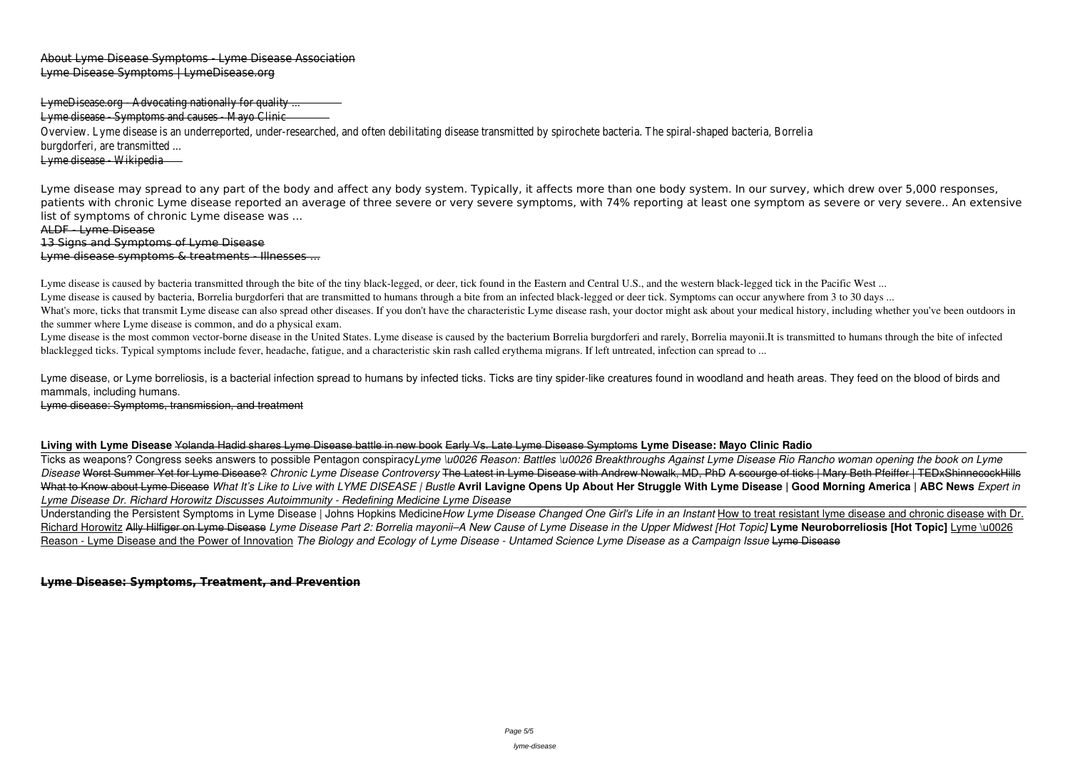About Lyme Disease Symptoms - Lyme Disease Association
Lyme Disease Symptoms | LymeDisease.org

LymeDisease.org - Advocating nationally for quality ...
Lyme disease - Symptoms and causes - Mayo Clinic
Overview. Lyme disease is an underreported, under-researched, and often debilitating disease transmitted by spirochete bacteria. The spiral-shaped bacteria, Borrelia burgdorferi, are transmitted ...
Lyme disease - Wikipedia

Lyme disease may spread to any part of the body and affect any body system. Typically, it affects more than one body system. In our survey, which drew over 5,000 responses, patients with chronic Lyme disease reported an average of three severe or very severe symptoms, with 74% reporting at least one symptom as severe or very severe.. An extensive list of symptoms of chronic Lyme disease was ...
ALDF - Lyme Disease
13 Signs and Symptoms of Lyme Disease
Lyme disease symptoms & treatments - Illnesses ...

Lyme disease is caused by bacteria transmitted through the bite of the tiny black-legged, or deer, tick found in the Eastern and Central U.S., and the western black-legged tick in the Pacific West ...
Lyme disease is caused by bacteria, Borrelia burgdorferi that are transmitted to humans through a bite from an infected black-legged or deer tick. Symptoms can occur anywhere from 3 to 30 days ...
What's more, ticks that transmit Lyme disease can also spread other diseases. If you don't have the characteristic Lyme disease rash, your doctor might ask about your medical history, including whether you've been outdoors in the summer where Lyme disease is common, and do a physical exam.
Lyme disease is the most common vector-borne disease in the United States. Lyme disease is caused by the bacterium Borrelia burgdorferi and rarely, Borrelia mayonii.It is transmitted to humans through the bite of infected blacklegged ticks. Typical symptoms include fever, headache, fatigue, and a characteristic skin rash called erythema migrans. If left untreated, infection can spread to ...

Lyme disease, or Lyme borreliosis, is a bacterial infection spread to humans by infected ticks. Ticks are tiny spider-like creatures found in woodland and heath areas. They feed on the blood of birds and mammals, including humans.
Lyme disease: Symptoms, transmission, and treatment

**Living with Lyme Disease** Yolanda Hadid shares Lyme Disease battle in new book Early Vs. Late Lyme Disease Symptoms **Lyme Disease: Mayo Clinic Radio**

Ticks as weapons? Congress seeks answers to possible Pentagon conspiracy *Lyme \u0026 Reason: Battles \u0026 Breakthroughs Against Lyme Disease* *Rio Rancho woman opening the book on Lyme Disease* Worst Summer Yet for Lyme Disease? *Chronic Lyme Disease Controversy* The Latest in Lyme Disease with Andrew Nowalk, MD, PhD A scourge of ticks | Mary Beth Pfeiffer | TEDxShinnecockHills What to Know about Lyme Disease *What It's Like to Live with LYME DISEASE | Bustle* **Avril Lavigne Opens Up About Her Struggle With Lyme Disease | Good Morning America | ABC News** *Expert in Lyme Disease Dr. Richard Horowitz Discusses Autoimmunity - Redefining Medicine Lyme Disease*

Understanding the Persistent Symptoms in Lyme Disease | Johns Hopkins Medicine *How Lyme Disease Changed One Girl's Life in an Instant* How to treat resistant lyme disease and chronic disease with Dr. Richard Horowitz Ally Hilfiger on Lyme Disease *Lyme Disease Part 2: Borrelia mayonii–A New Cause of Lyme Disease in the Upper Midwest [Hot Topic]* **Lyme Neuroborreliosis [Hot Topic]** Lyme \u0026 Reason - Lyme Disease and the Power of Innovation *The Biology and Ecology of Lyme Disease - Untamed Science* *Lyme Disease as a Campaign Issue* Lyme Disease

**Lyme Disease: Symptoms, Treatment, and Prevention**